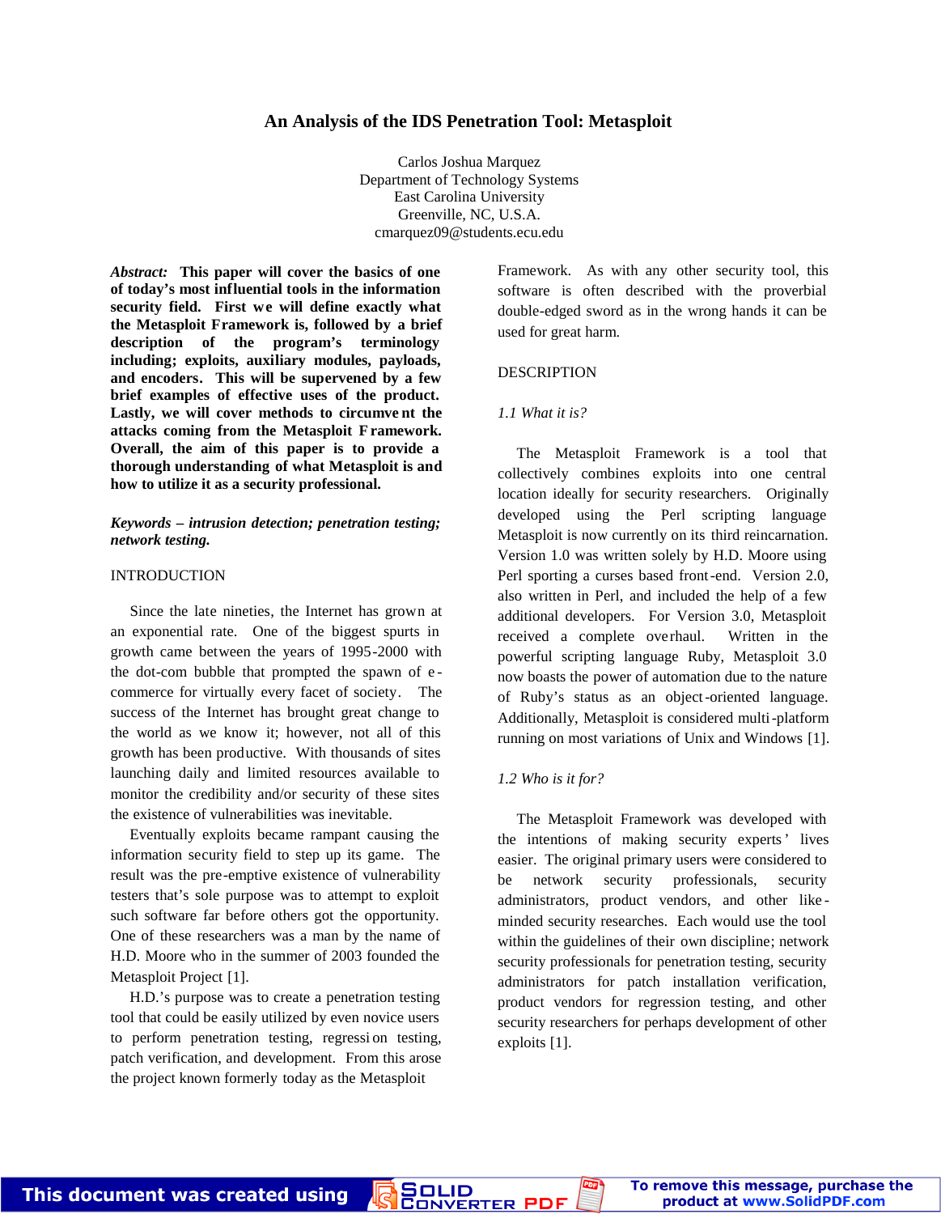# An Analysis of the IDS Penetration Tool: Metasploit

Carlos Joshua Marquez
Department of Technology Systems
East Carolina University
Greenville, NC, U.S.A.
cmarquez09@students.ecu.edu

***Abstract:*** **This paper will cover the basics of one of today's most influential tools in the information security field. First we will define exactly what the Metasploit Framework is, followed by a brief description of the program's terminology including; exploits, auxiliary modules, payloads, and encoders. This will be supervened by a few brief examples of effective uses of the product. Lastly, we will cover methods to circumvent the attacks coming from the Metasploit Framework. Overall, the aim of this paper is to provide a thorough understanding of what Metasploit is and how to utilize it as a security professional.**

***Keywords – intrusion detection; penetration testing; network testing.***

## INTRODUCTION

Since the late nineties, the Internet has grown at an exponential rate. One of the biggest spurts in growth came between the years of 1995-2000 with the dot-com bubble that prompted the spawn of e-commerce for virtually every facet of society. The success of the Internet has brought great change to the world as we know it; however, not all of this growth has been productive. With thousands of sites launching daily and limited resources available to monitor the credibility and/or security of these sites the existence of vulnerabilities was inevitable.

Eventually exploits became rampant causing the information security field to step up its game. The result was the pre-emptive existence of vulnerability testers that's sole purpose was to attempt to exploit such software far before others got the opportunity. One of these researchers was a man by the name of H.D. Moore who in the summer of 2003 founded the Metasploit Project [1].

H.D.'s purpose was to create a penetration testing tool that could be easily utilized by even novice users to perform penetration testing, regression testing, patch verification, and development. From this arose the project known formerly today as the Metasploit Framework. As with any other security tool, this software is often described with the proverbial double-edged sword as in the wrong hands it can be used for great harm.

## DESCRIPTION

### *1.1 What it is?*

The Metasploit Framework is a tool that collectively combines exploits into one central location ideally for security researchers. Originally developed using the Perl scripting language Metasploit is now currently on its third reincarnation. Version 1.0 was written solely by H.D. Moore using Perl sporting a curses based front-end. Version 2.0, also written in Perl, and included the help of a few additional developers. For Version 3.0, Metasploit received a complete overhaul. Written in the powerful scripting language Ruby, Metasploit 3.0 now boasts the power of automation due to the nature of Ruby's status as an object-oriented language. Additionally, Metasploit is considered multi-platform running on most variations of Unix and Windows [1].

### *1.2 Who is it for?*

The Metasploit Framework was developed with the intentions of making security experts' lives easier. The original primary users were considered to be network security professionals, security administrators, product vendors, and other like-minded security researches. Each would use the tool within the guidelines of their own discipline; network security professionals for penetration testing, security administrators for patch installation verification, product vendors for regression testing, and other security researchers for perhaps development of other exploits [1].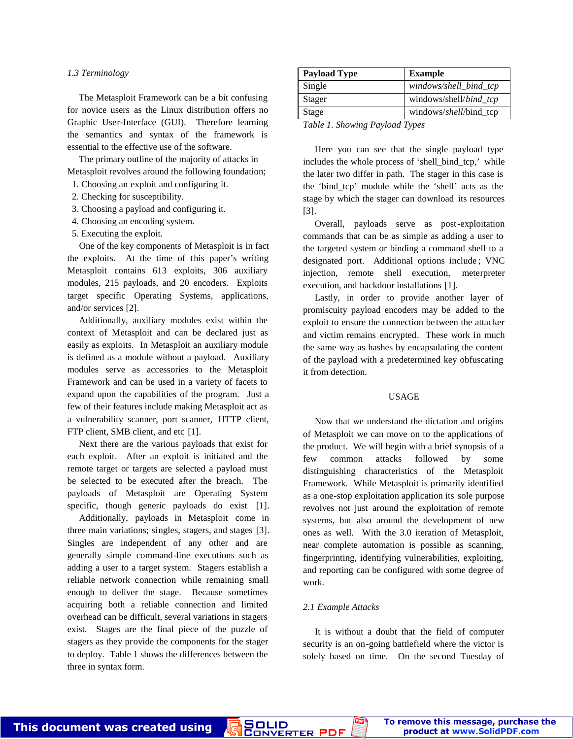*1.3 Terminology*

The Metasploit Framework can be a bit confusing for novice users as the Linux distribution offers no Graphic User-Interface (GUI). Therefore learning the semantics and syntax of the framework is essential to the effective use of the software.

The primary outline of the majority of attacks in Metasploit revolves around the following foundation;

1. Choosing an exploit and configuring it.
2. Checking for susceptibility.
3. Choosing a payload and configuring it.
4. Choosing an encoding system.
5. Executing the exploit.

One of the key components of Metasploit is in fact the exploits. At the time of this paper's writing Metasploit contains 613 exploits, 306 auxiliary modules, 215 payloads, and 20 encoders. Exploits target specific Operating Systems, applications, and/or services [2].

Additionally, auxiliary modules exist within the context of Metasploit and can be declared just as easily as exploits. In Metasploit an auxiliary module is defined as a module without a payload. Auxiliary modules serve as accessories to the Metasploit Framework and can be used in a variety of facets to expand upon the capabilities of the program. Just a few of their features include making Metasploit act as a vulnerability scanner, port scanner, HTTP client, FTP client, SMB client, and etc [1].

Next there are the various payloads that exist for each exploit. After an exploit is initiated and the remote target or targets are selected a payload must be selected to be executed after the breach. The payloads of Metasploit are Operating System specific, though generic payloads do exist [1]. Additionally, payloads in Metasploit come in three main variations; singles, stagers, and stages [3]. Singles are independent of any other and are generally simple command-line executions such as adding a user to a target system. Stagers establish a reliable network connection while remaining small enough to deliver the stage. Because sometimes acquiring both a reliable connection and limited overhead can be difficult, several variations in stagers exist. Stages are the final piece of the puzzle of stagers as they provide the components for the stager to deploy. Table 1 shows the differences between the three in syntax form.

| **Payload Type** | **Example** |
|---|---|
| Single | *windows/shell_bind_tcp* |
| Stager | windows/shell/*bind_tcp* |
| Stage | windows/*shell*/bind_tcp |

*Table 1. Showing Payload Types*

Here you can see that the single payload type includes the whole process of 'shell_bind_tcp,' while the later two differ in path. The stager in this case is the 'bind_tcp' module while the 'shell' acts as the stage by which the stager can download its resources [3].

Overall, payloads serve as post-exploitation commands that can be as simple as adding a user to the targeted system or binding a command shell to a designated port. Additional options include; VNC injection, remote shell execution, meterpreter execution, and backdoor installations [1].

Lastly, in order to provide another layer of promiscuity payload encoders may be added to the exploit to ensure the connection between the attacker and victim remains encrypted. These work in much the same way as hashes by encapsulating the content of the payload with a predetermined key obfuscating it from detection.

## USAGE

Now that we understand the dictation and origins of Metasploit we can move on to the applications of the product. We will begin with a brief synopsis of a few common attacks followed by some distinguishing characteristics of the Metasploit Framework. While Metasploit is primarily identified as a one-stop exploitation application its sole purpose revolves not just around the exploitation of remote systems, but also around the development of new ones as well. With the 3.0 iteration of Metasploit, near complete automation is possible as scanning, fingerprinting, identifying vulnerabilities, exploiting, and reporting can be configured with some degree of work.

*2.1 Example Attacks*

It is without a doubt that the field of computer security is an on-going battlefield where the victor is solely based on time. On the second Tuesday of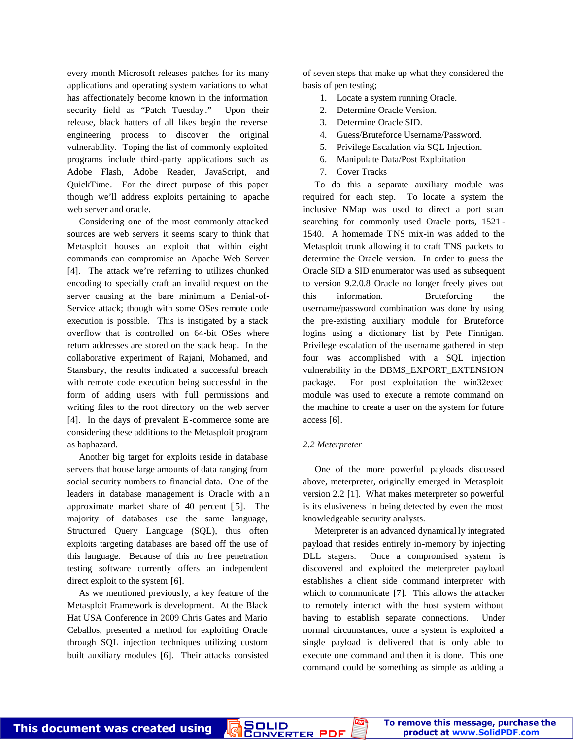every month Microsoft releases patches for its many applications and operating system variations to what has affectionately become known in the information security field as "Patch Tuesday." Upon their release, black hatters of all likes begin the reverse engineering process to discover the original vulnerability. Toping the list of commonly exploited programs include third-party applications such as Adobe Flash, Adobe Reader, JavaScript, and QuickTime. For the direct purpose of this paper though we'll address exploits pertaining to apache web server and oracle.

Considering one of the most commonly attacked sources are web servers it seems scary to think that Metasploit houses an exploit that within eight commands can compromise an Apache Web Server [4]. The attack we're referring to utilizes chunked encoding to specially craft an invalid request on the server causing at the bare minimum a Denial-of-Service attack; though with some OSes remote code execution is possible. This is instigated by a stack overflow that is controlled on 64-bit OSes where return addresses are stored on the stack heap. In the collaborative experiment of Rajani, Mohamed, and Stansbury, the results indicated a successful breach with remote code execution being successful in the form of adding users with full permissions and writing files to the root directory on the web server [4]. In the days of prevalent E-commerce some are considering these additions to the Metasploit program as haphazard.

Another big target for exploits reside in database servers that house large amounts of data ranging from social security numbers to financial data. One of the leaders in database management is Oracle with an approximate market share of 40 percent [5]. The majority of databases use the same language, Structured Query Language (SQL), thus often exploits targeting databases are based off the use of this language. Because of this no free penetration testing software currently offers an independent direct exploit to the system [6].

As we mentioned previously, a key feature of the Metasploit Framework is development. At the Black Hat USA Conference in 2009 Chris Gates and Mario Ceballos, presented a method for exploiting Oracle through SQL injection techniques utilizing custom built auxiliary modules [6]. Their attacks consisted of seven steps that make up what they considered the basis of pen testing;

1. Locate a system running Oracle.
2. Determine Oracle Version.
3. Determine Oracle SID.
4. Guess/Bruteforce Username/Password.
5. Privilege Escalation via SQL Injection.
6. Manipulate Data/Post Exploitation
7. Cover Tracks

To do this a separate auxiliary module was required for each step. To locate a system the inclusive NMap was used to direct a port scan searching for commonly used Oracle ports, 1521-1540. A homemade TNS mix-in was added to the Metasploit trunk allowing it to craft TNS packets to determine the Oracle version. In order to guess the Oracle SID a SID enumerator was used as subsequent to version 9.2.0.8 Oracle no longer freely gives out this information. Bruteforcing the username/password combination was done by using the pre-existing auxiliary module for Bruteforce logins using a dictionary list by Pete Finnigan. Privilege escalation of the username gathered in step four was accomplished with a SQL injection vulnerability in the DBMS_EXPORT_EXTENSION package. For post exploitation the win32exec module was used to execute a remote command on the machine to create a user on the system for future access [6].

### *2.2 Meterpreter*

One of the more powerful payloads discussed above, meterpreter, originally emerged in Metasploit version 2.2 [1]. What makes meterpreter so powerful is its elusiveness in being detected by even the most knowledgeable security analysts.

Meterpreter is an advanced dynamically integrated payload that resides entirely in-memory by injecting DLL stagers. Once a compromised system is discovered and exploited the meterpreter payload establishes a client side command interpreter with which to communicate [7]. This allows the attacker to remotely interact with the host system without having to establish separate connections. Under normal circumstances, once a system is exploited a single payload is delivered that is only able to execute one command and then it is done. This one command could be something as simple as adding a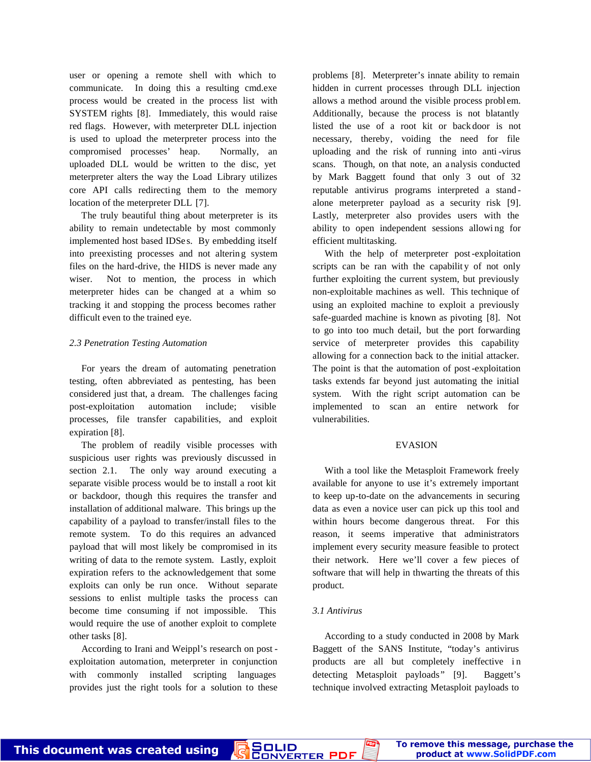user or opening a remote shell with which to communicate. In doing this a resulting cmd.exe process would be created in the process list with SYSTEM rights [8]. Immediately, this would raise red flags. However, with meterpreter DLL injection is used to upload the meterpreter process into the compromised processes' heap. Normally, an uploaded DLL would be written to the disc, yet meterpreter alters the way the Load Library utilizes core API calls redirecting them to the memory location of the meterpreter DLL [7].

The truly beautiful thing about meterpreter is its ability to remain undetectable by most commonly implemented host based IDSes. By embedding itself into preexisting processes and not altering system files on the hard-drive, the HIDS is never made any wiser. Not to mention, the process in which meterpreter hides can be changed at a whim so tracking it and stopping the process becomes rather difficult even to the trained eye.

*2.3 Penetration Testing Automation*

For years the dream of automating penetration testing, often abbreviated as pentesting, has been considered just that, a dream. The challenges facing post-exploitation automation include; visible processes, file transfer capabilities, and exploit expiration [8].

The problem of readily visible processes with suspicious user rights was previously discussed in section 2.1. The only way around executing a separate visible process would be to install a root kit or backdoor, though this requires the transfer and installation of additional malware. This brings up the capability of a payload to transfer/install files to the remote system. To do this requires an advanced payload that will most likely be compromised in its writing of data to the remote system. Lastly, exploit expiration refers to the acknowledgement that some exploits can only be run once. Without separate sessions to enlist multiple tasks the process can become time consuming if not impossible. This would require the use of another exploit to complete other tasks [8].

According to Irani and Weippl's research on post-exploitation automation, meterpreter in conjunction with commonly installed scripting languages provides just the right tools for a solution to these problems [8]. Meterpreter's innate ability to remain hidden in current processes through DLL injection allows a method around the visible process problem. Additionally, because the process is not blatantly listed the use of a root kit or backdoor is not necessary, thereby, voiding the need for file uploading and the risk of running into anti-virus scans. Though, on that note, an analysis conducted by Mark Baggett found that only 3 out of 32 reputable antivirus programs interpreted a stand-alone meterpreter payload as a security risk [9]. Lastly, meterpreter also provides users with the ability to open independent sessions allowing for efficient multitasking.

With the help of meterpreter post-exploitation scripts can be ran with the capability of not only further exploiting the current system, but previously non-exploitable machines as well. This technique of using an exploited machine to exploit a previously safe-guarded machine is known as pivoting [8]. Not to go into too much detail, but the port forwarding service of meterpreter provides this capability allowing for a connection back to the initial attacker. The point is that the automation of post-exploitation tasks extends far beyond just automating the initial system. With the right script automation can be implemented to scan an entire network for vulnerabilities.

## EVASION

With a tool like the Metasploit Framework freely available for anyone to use it's extremely important to keep up-to-date on the advancements in securing data as even a novice user can pick up this tool and within hours become dangerous threat. For this reason, it seems imperative that administrators implement every security measure feasible to protect their network. Here we'll cover a few pieces of software that will help in thwarting the threats of this product.

*3.1 Antivirus*

According to a study conducted in 2008 by Mark Baggett of the SANS Institute, "today's antivirus products are all but completely ineffective in detecting Metasploit payloads" [9]. Baggett's technique involved extracting Metasploit payloads to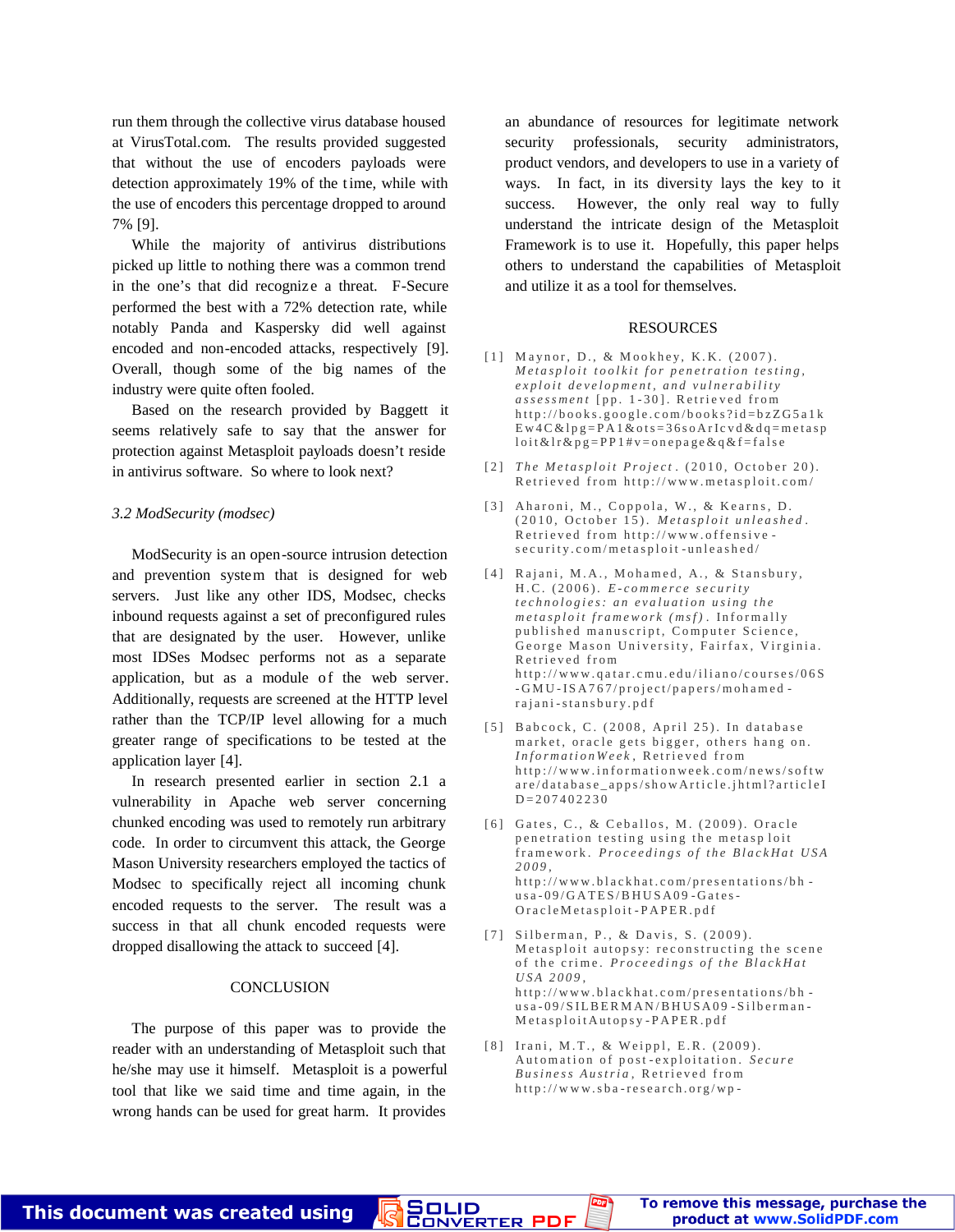run them through the collective virus database housed at VirusTotal.com. The results provided suggested that without the use of encoders payloads were detection approximately 19% of the time, while with the use of encoders this percentage dropped to around 7% [9].

While the majority of antivirus distributions picked up little to nothing there was a common trend in the one's that did recognize a threat. F-Secure performed the best with a 72% detection rate, while notably Panda and Kaspersky did well against encoded and non-encoded attacks, respectively [9]. Overall, though some of the big names of the industry were quite often fooled.

Based on the research provided by Baggett it seems relatively safe to say that the answer for protection against Metasploit payloads doesn't reside in antivirus software. So where to look next?

### *3.2 ModSecurity (modsec)*

ModSecurity is an open-source intrusion detection and prevention system that is designed for web servers. Just like any other IDS, Modsec, checks inbound requests against a set of preconfigured rules that are designated by the user. However, unlike most IDSes Modsec performs not as a separate application, but as a module of the web server. Additionally, requests are screened at the HTTP level rather than the TCP/IP level allowing for a much greater range of specifications to be tested at the application layer [4].

In research presented earlier in section 2.1 a vulnerability in Apache web server concerning chunked encoding was used to remotely run arbitrary code. In order to circumvent this attack, the George Mason University researchers employed the tactics of Modsec to specifically reject all incoming chunk encoded requests to the server. The result was a success in that all chunk encoded requests were dropped disallowing the attack to succeed [4].

## CONCLUSION

The purpose of this paper was to provide the reader with an understanding of Metasploit such that he/she may use it himself. Metasploit is a powerful tool that like we said time and time again, in the wrong hands can be used for great harm. It provides an abundance of resources for legitimate network security professionals, security administrators, product vendors, and developers to use in a variety of ways. In fact, in its diversity lays the key to it success. However, the only real way to fully understand the intricate design of the Metasploit Framework is to use it. Hopefully, this paper helps others to understand the capabilities of Metasploit and utilize it as a tool for themselves.

## RESOURCES

[1] Maynor, D., & Mookhey, K.K. (2007). *Metasploit toolkit for penetration testing, exploit development, and vulnerability assessment* [pp. 1-30]. Retrieved from http://books.google.com/books?id=bzZG5a1kEw4C&lpg=PA1&ots=36soArIcvd&dq=metasploit&lr&pg=PP1#v=onepage&q&f=false

[2] *The Metasploit Project*. (2010, October 20). Retrieved from http://www.metasploit.com/

[3] Aharoni, M., Coppola, W., & Kearns, D. (2010, October 15). *Metasploit unleashed*. Retrieved from http://www.offensive-security.com/metasploit-unleashed/

[4] Rajani, M.A., Mohamed, A., & Stansbury, H.C. (2006). *E-commerce security technologies: an evaluation using the metasploit framework (msf)*. Informally published manuscript, Computer Science, George Mason University, Fairfax, Virginia. Retrieved from http://www.qatar.cmu.edu/iliano/courses/06S-GMU-ISA767/project/papers/mohamed-rajani-stansbury.pdf

[5] Babcock, C. (2008, April 25). In database market, oracle gets bigger, others hang on. *InformationWeek*, Retrieved from http://www.informationweek.com/news/software/database_apps/showArticle.jhtml?articleID=207402230

[6] Gates, C., & Ceballos, M. (2009). Oracle penetration testing using the metasploit framework. *Proceedings of the BlackHat USA 2009*, http://www.blackhat.com/presentations/bh-usa-09/GATES/BHUSA09-Gates-OracleMetasploit-PAPER.pdf

[7] Silberman, P., & Davis, S. (2009). Metasploit autopsy: reconstructing the scene of the crime. *Proceedings of the BlackHat USA 2009*, http://www.blackhat.com/presentations/bh-usa-09/SILBERMAN/BHUSA09-Silberman-MetasploitAutopsy-PAPER.pdf

[8] Irani, M.T., & Weippl, E.R. (2009). Automation of post-exploitation. *Secure Business Austria*, Retrieved from http://www.sba-research.org/wp-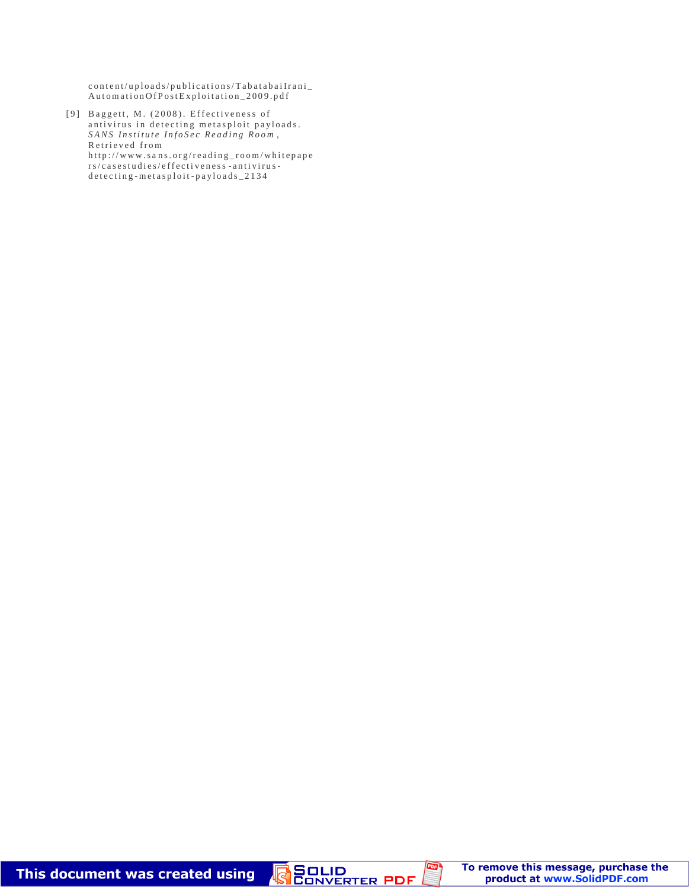content/uploads/publications/TabatabaiIrani_AutomationOfPostExploitation_2009.pdf

[9] Baggett, M. (2008). Effectiveness of antivirus in detecting metasploit payloads. *SANS Institute InfoSec Reading Room*, Retrieved from http://www.sans.org/reading_room/whitepapers/casestudies/effectiveness-antivirus-detecting-metasploit-payloads_2134